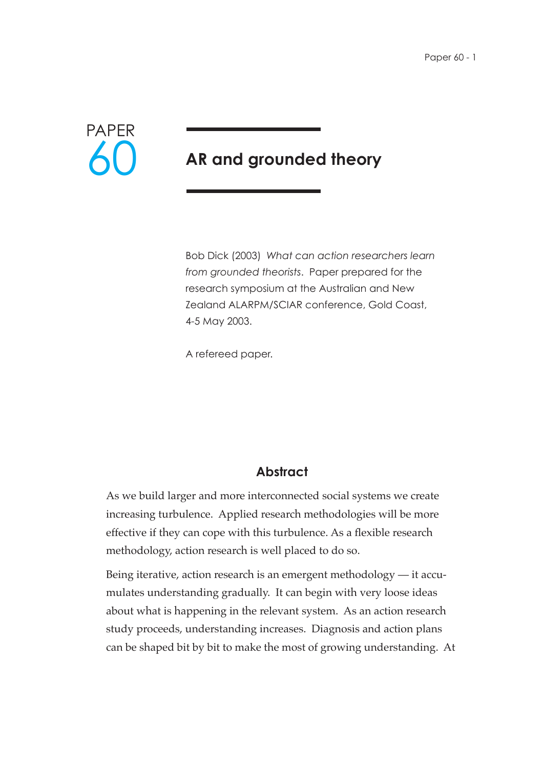PAPER 60

# AR and grounded theory

Bob Dick (2003) *What can action researchers learn from grounded theorists*. Paper prepared for the research symposium at the Australian and New Zealand ALARPM/SCIAR conference, Gold Coast, 4-5 May 2003.

A refereed paper.

## Abstract

As we build larger and more interconnected social systems we create increasing turbulence. Applied research methodologies will be more effective if they can cope with this turbulence. As a flexible research methodology, action research is well placed to do so.

Being iterative, action research is an emergent methodology — it accumulates understanding gradually. It can begin with very loose ideas about what is happening in the relevant system. As an action research study proceeds, understanding increases. Diagnosis and action plans can be shaped bit by bit to make the most of growing understanding. At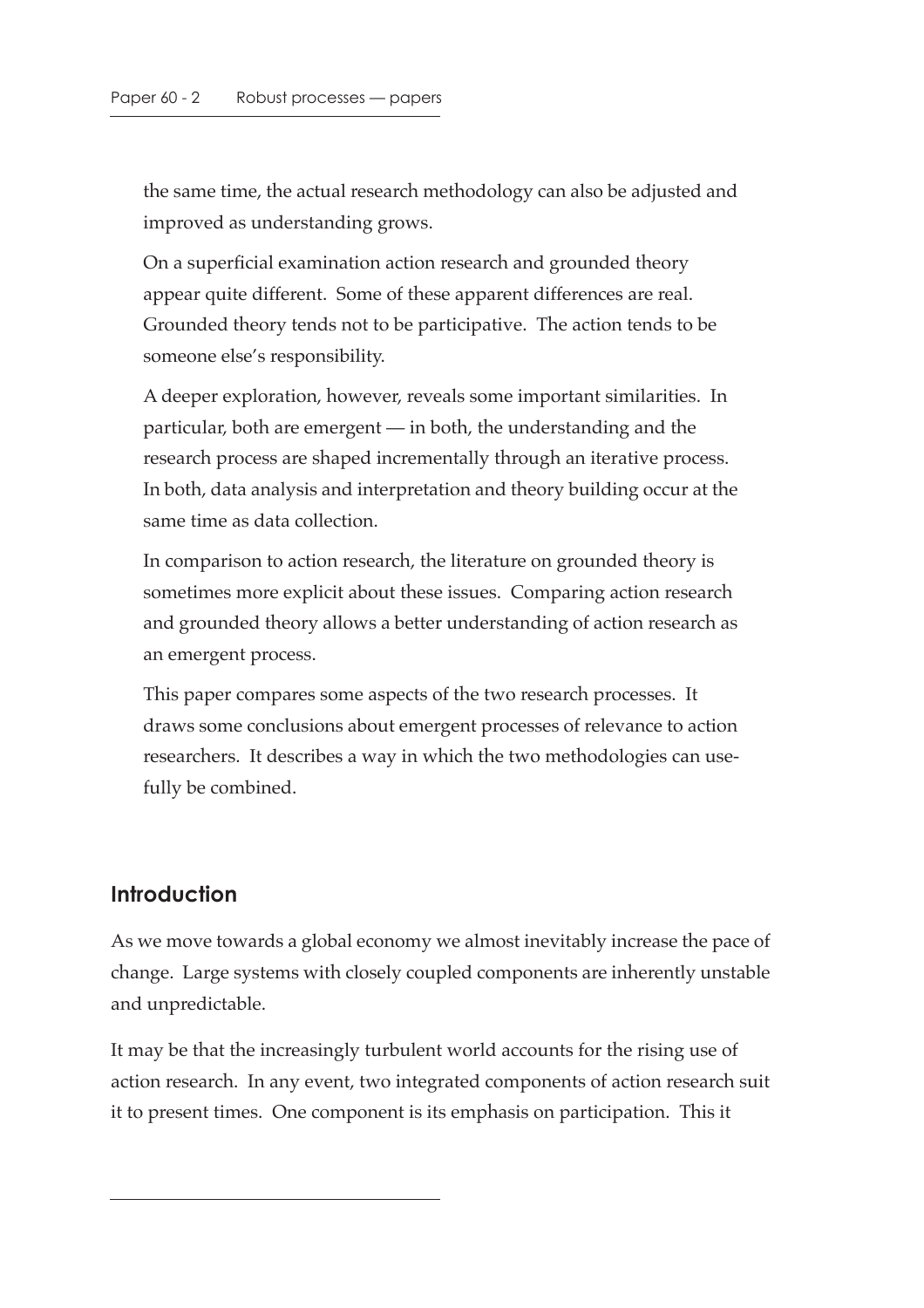the same time, the actual research methodology can also be adjusted and improved as understanding grows.

On a superficial examination action research and grounded theory appear quite different. Some of these apparent differences are real. Grounded theory tends not to be participative. The action tends to be someone else's responsibility.

A deeper exploration, however, reveals some important similarities. In particular, both are emergent — in both, the understanding and the research process are shaped incrementally through an iterative process. In both, data analysis and interpretation and theory building occur at the same time as data collection.

In comparison to action research, the literature on grounded theory is sometimes more explicit about these issues. Comparing action research and grounded theory allows a better understanding of action research as an emergent process.

This paper compares some aspects of the two research processes. It draws some conclusions about emergent processes of relevance to action researchers. It describes a way in which the two methodologies can usefully be combined.

## Introduction

As we move towards a global economy we almost inevitably increase the pace of change. Large systems with closely coupled components are inherently unstable and unpredictable.

It may be that the increasingly turbulent world accounts for the rising use of action research. In any event, two integrated components of action research suit it to present times. One component is its emphasis on participation. This it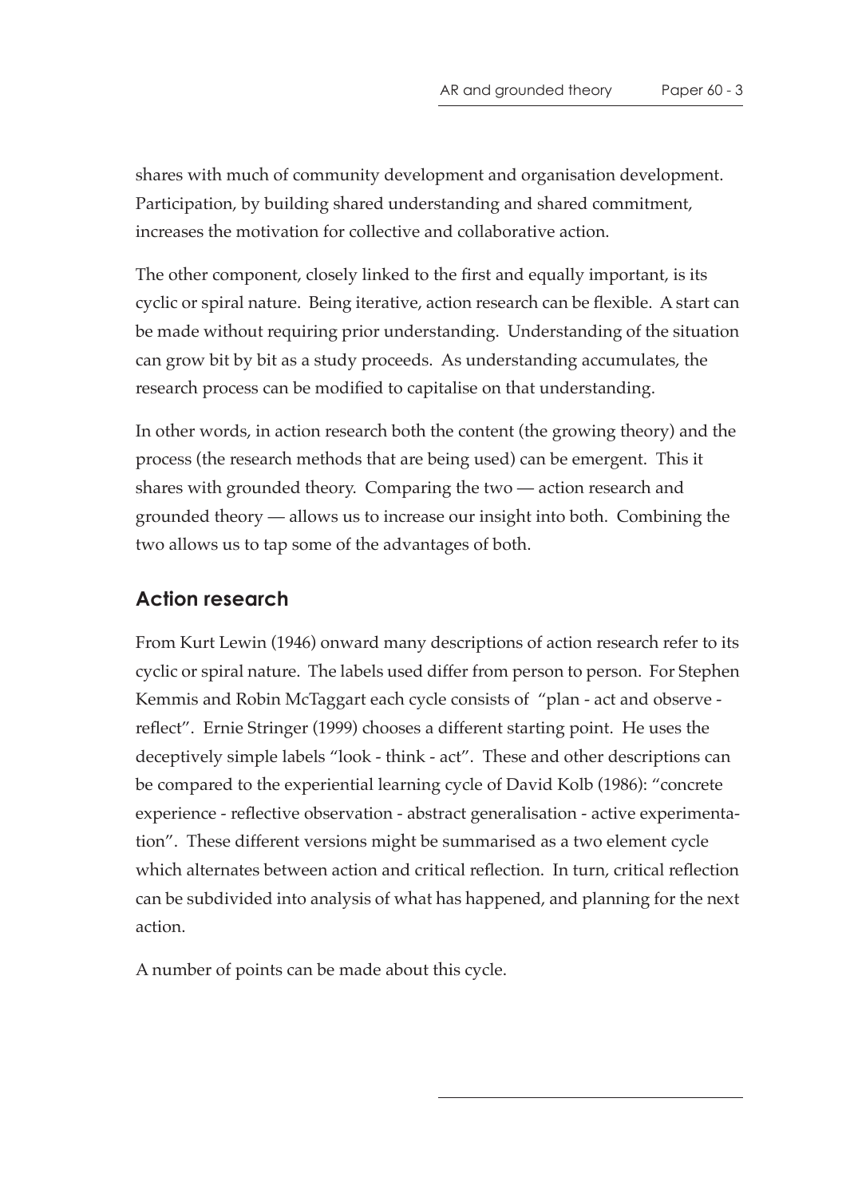shares with much of community development and organisation development. Participation, by building shared understanding and shared commitment, increases the motivation for collective and collaborative action.

The other component, closely linked to the first and equally important, is its cyclic or spiral nature. Being iterative, action research can be flexible. A start can be made without requiring prior understanding. Understanding of the situation can grow bit by bit as a study proceeds. As understanding accumulates, the research process can be modified to capitalise on that understanding.

In other words, in action research both the content (the growing theory) and the process (the research methods that are being used) can be emergent. This it shares with grounded theory. Comparing the two — action research and grounded theory — allows us to increase our insight into both. Combining the two allows us to tap some of the advantages of both.

## Action research

From Kurt Lewin (1946) onward many descriptions of action research refer to its cyclic or spiral nature. The labels used differ from person to person. For Stephen Kemmis and Robin McTaggart each cycle consists of "plan - act and observe - reflect". Ernie Stringer (1999) chooses a different starting point. He uses the deceptively simple labels "look - think - act". These and other descriptions can be compared to the experiential learning cycle of David Kolb (1986): "concrete experience - reflective observation - abstract generalisation - active experimentation". These different versions might be summarised as a two element cycle which alternates between action and critical reflection. In turn, critical reflection can be subdivided into analysis of what has happened, and planning for the next action.

A number of points can be made about this cycle.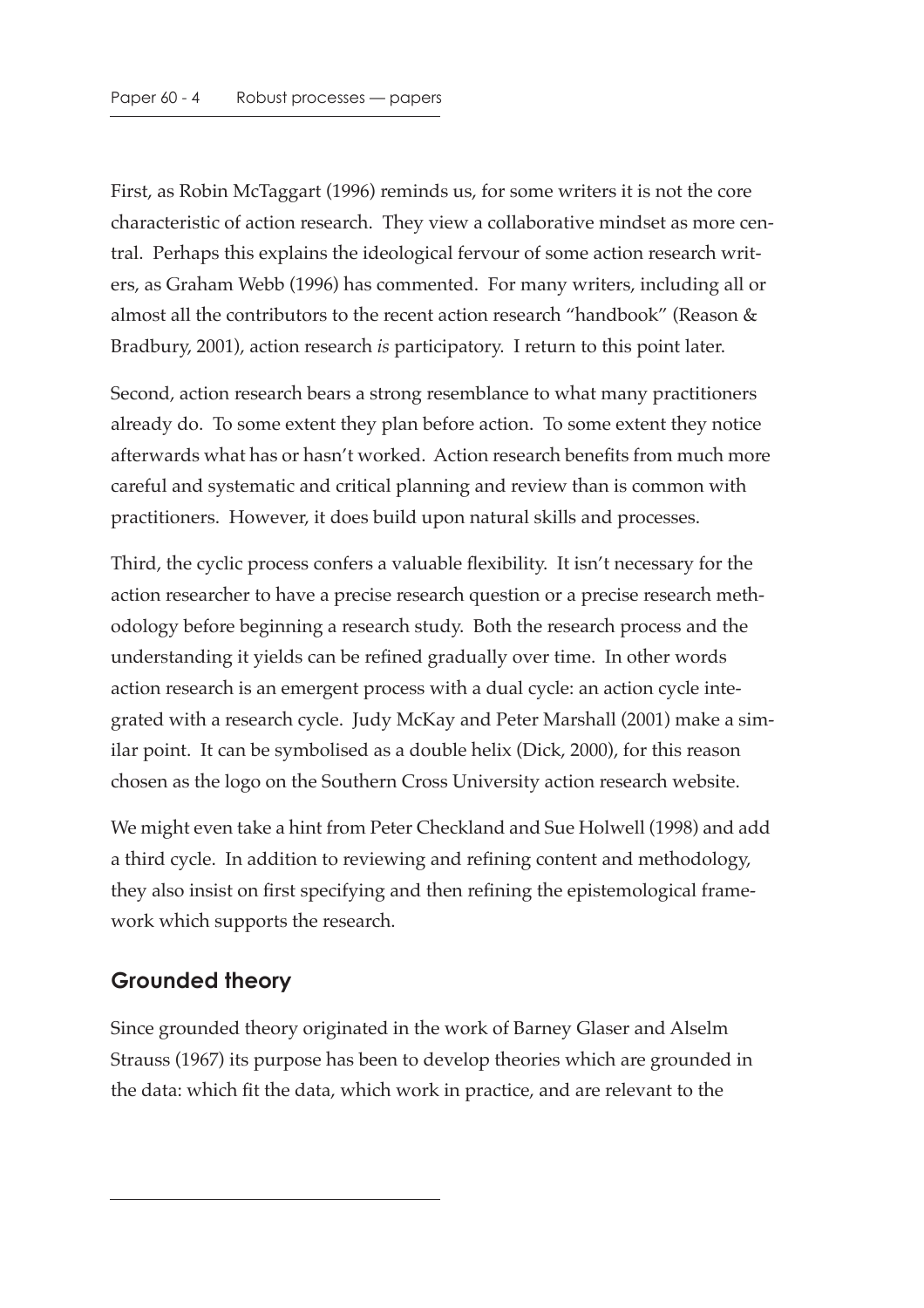First, as Robin McTaggart (1996) reminds us, for some writers it is not the core characteristic of action research. They view a collaborative mindset as more central. Perhaps this explains the ideological fervour of some action research writers, as Graham Webb (1996) has commented. For many writers, including all or almost all the contributors to the recent action research "handbook" (Reason & Bradbury, 2001), action research *is* participatory. I return to this point later.

Second, action research bears a strong resemblance to what many practitioners already do. To some extent they plan before action. To some extent they notice afterwards what has or hasn't worked. Action research benefits from much more careful and systematic and critical planning and review than is common with practitioners. However, it does build upon natural skills and processes.

Third, the cyclic process confers a valuable flexibility. It isn't necessary for the action researcher to have a precise research question or a precise research methodology before beginning a research study. Both the research process and the understanding it yields can be refined gradually over time. In other words action research is an emergent process with a dual cycle: an action cycle integrated with a research cycle. Judy McKay and Peter Marshall (2001) make a similar point. It can be symbolised as a double helix (Dick, 2000), for this reason chosen as the logo on the Southern Cross University action research website.

We might even take a hint from Peter Checkland and Sue Holwell (1998) and add a third cycle. In addition to reviewing and refining content and methodology, they also insist on first specifying and then refining the epistemological framework which supports the research.

## Grounded theory

Since grounded theory originated in the work of Barney Glaser and Alselm Strauss (1967) its purpose has been to develop theories which are grounded in the data: which fit the data, which work in practice, and are relevant to the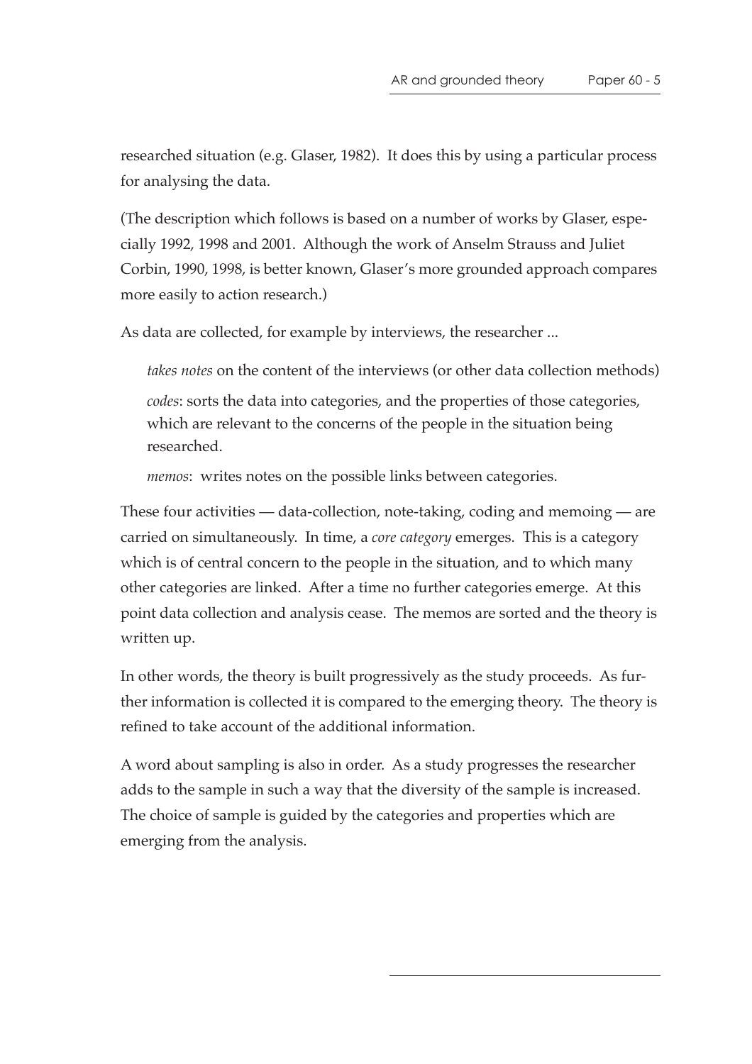researched situation (e.g. Glaser, 1982). It does this by using a particular process for analysing the data.

(The description which follows is based on a number of works by Glaser, especially 1992, 1998 and 2001. Although the work of Anselm Strauss and Juliet Corbin, 1990, 1998, is better known, Glaser's more grounded approach compares more easily to action research.)

As data are collected, for example by interviews, the researcher ...

> *takes notes* on the content of the interviews (or other data collection methods)
>
> *codes*: sorts the data into categories, and the properties of those categories, which are relevant to the concerns of the people in the situation being researched.
>
> *memos*: writes notes on the possible links between categories.

These four activities — data-collection, note-taking, coding and memoing — are carried on simultaneously. In time, a *core category* emerges. This is a category which is of central concern to the people in the situation, and to which many other categories are linked. After a time no further categories emerge. At this point data collection and analysis cease. The memos are sorted and the theory is written up.

In other words, the theory is built progressively as the study proceeds. As further information is collected it is compared to the emerging theory. The theory is refined to take account of the additional information.

A word about sampling is also in order. As a study progresses the researcher adds to the sample in such a way that the diversity of the sample is increased. The choice of sample is guided by the categories and properties which are emerging from the analysis.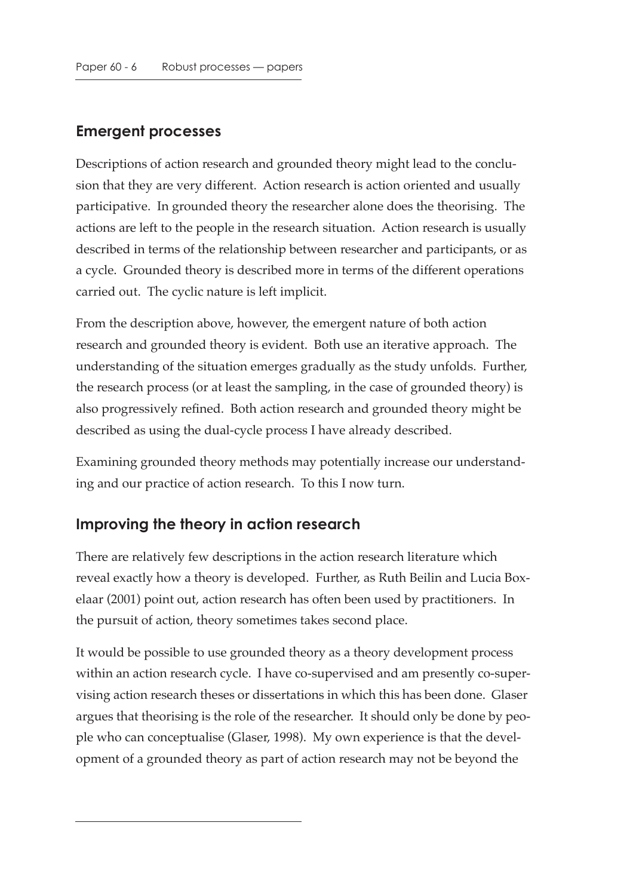## Emergent processes

Descriptions of action research and grounded theory might lead to the conclusion that they are very different. Action research is action oriented and usually participative. In grounded theory the researcher alone does the theorising. The actions are left to the people in the research situation. Action research is usually described in terms of the relationship between researcher and participants, or as a cycle. Grounded theory is described more in terms of the different operations carried out. The cyclic nature is left implicit.

From the description above, however, the emergent nature of both action research and grounded theory is evident. Both use an iterative approach. The understanding of the situation emerges gradually as the study unfolds. Further, the research process (or at least the sampling, in the case of grounded theory) is also progressively refined. Both action research and grounded theory might be described as using the dual-cycle process I have already described.

Examining grounded theory methods may potentially increase our understanding and our practice of action research. To this I now turn.

## Improving the theory in action research

There are relatively few descriptions in the action research literature which reveal exactly how a theory is developed. Further, as Ruth Beilin and Lucia Boxelaar (2001) point out, action research has often been used by practitioners. In the pursuit of action, theory sometimes takes second place.

It would be possible to use grounded theory as a theory development process within an action research cycle. I have co-supervised and am presently co-supervising action research theses or dissertations in which this has been done. Glaser argues that theorising is the role of the researcher. It should only be done by people who can conceptualise (Glaser, 1998). My own experience is that the development of a grounded theory as part of action research may not be beyond the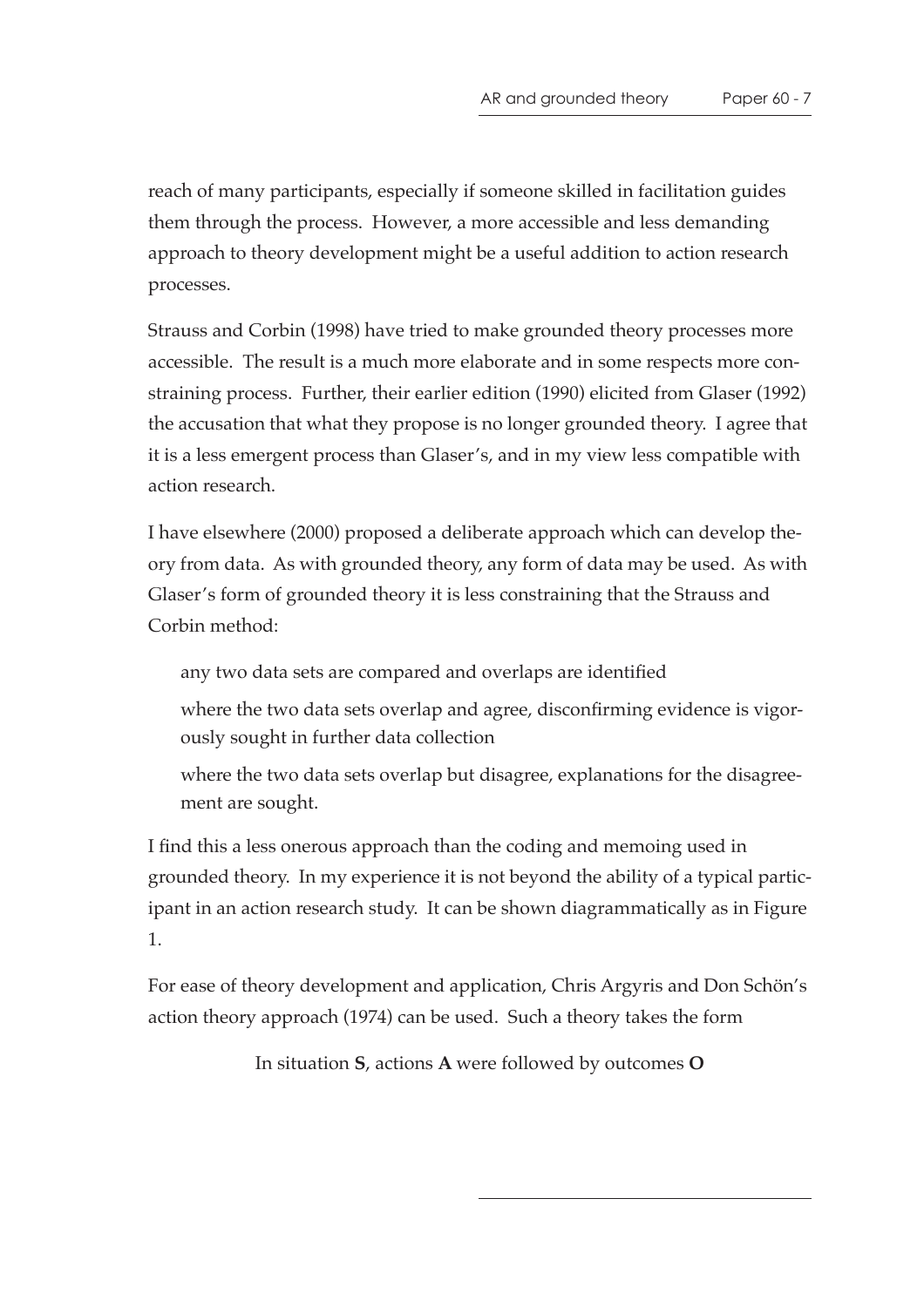reach of many participants, especially if someone skilled in facilitation guides them through the process. However, a more accessible and less demanding approach to theory development might be a useful addition to action research processes.

Strauss and Corbin (1998) have tried to make grounded theory processes more accessible. The result is a much more elaborate and in some respects more constraining process. Further, their earlier edition (1990) elicited from Glaser (1992) the accusation that what they propose is no longer grounded theory. I agree that it is a less emergent process than Glaser's, and in my view less compatible with action research.

I have elsewhere (2000) proposed a deliberate approach which can develop theory from data. As with grounded theory, any form of data may be used. As with Glaser's form of grounded theory it is less constraining that the Strauss and Corbin method:

- any two data sets are compared and overlaps are identified
- where the two data sets overlap and agree, disconfirming evidence is vigorously sought in further data collection
- where the two data sets overlap but disagree, explanations for the disagreement are sought.

I find this a less onerous approach than the coding and memoing used in grounded theory. In my experience it is not beyond the ability of a typical participant in an action research study. It can be shown diagrammatically as in Figure 1.

For ease of theory development and application, Chris Argyris and Don Schön's action theory approach (1974) can be used. Such a theory takes the form

In situation **S**, actions **A** were followed by outcomes **O**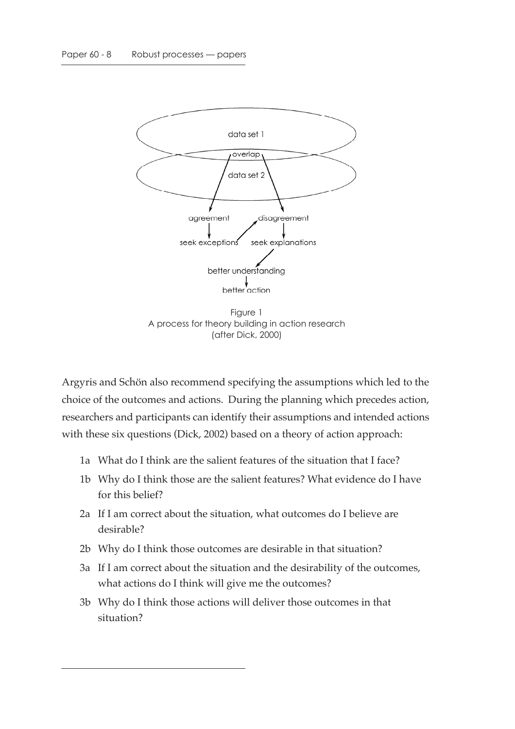Figure 1
A process for theory building in action research
(after Dick, 2000)

Argyris and Schön also recommend specifying the assumptions which led to the choice of the outcomes and actions. During the planning which precedes action, researchers and participants can identify their assumptions and intended actions with these six questions (Dick, 2002) based on a theory of action approach:

- 1a What do I think are the salient features of the situation that I face?
- 1b Why do I think those are the salient features? What evidence do I have for this belief?
- 2a If I am correct about the situation, what outcomes do I believe are desirable?
- 2b Why do I think those outcomes are desirable in that situation?
- 3a If I am correct about the situation and the desirability of the outcomes, what actions do I think will give me the outcomes?
- 3b Why do I think those actions will deliver those outcomes in that situation?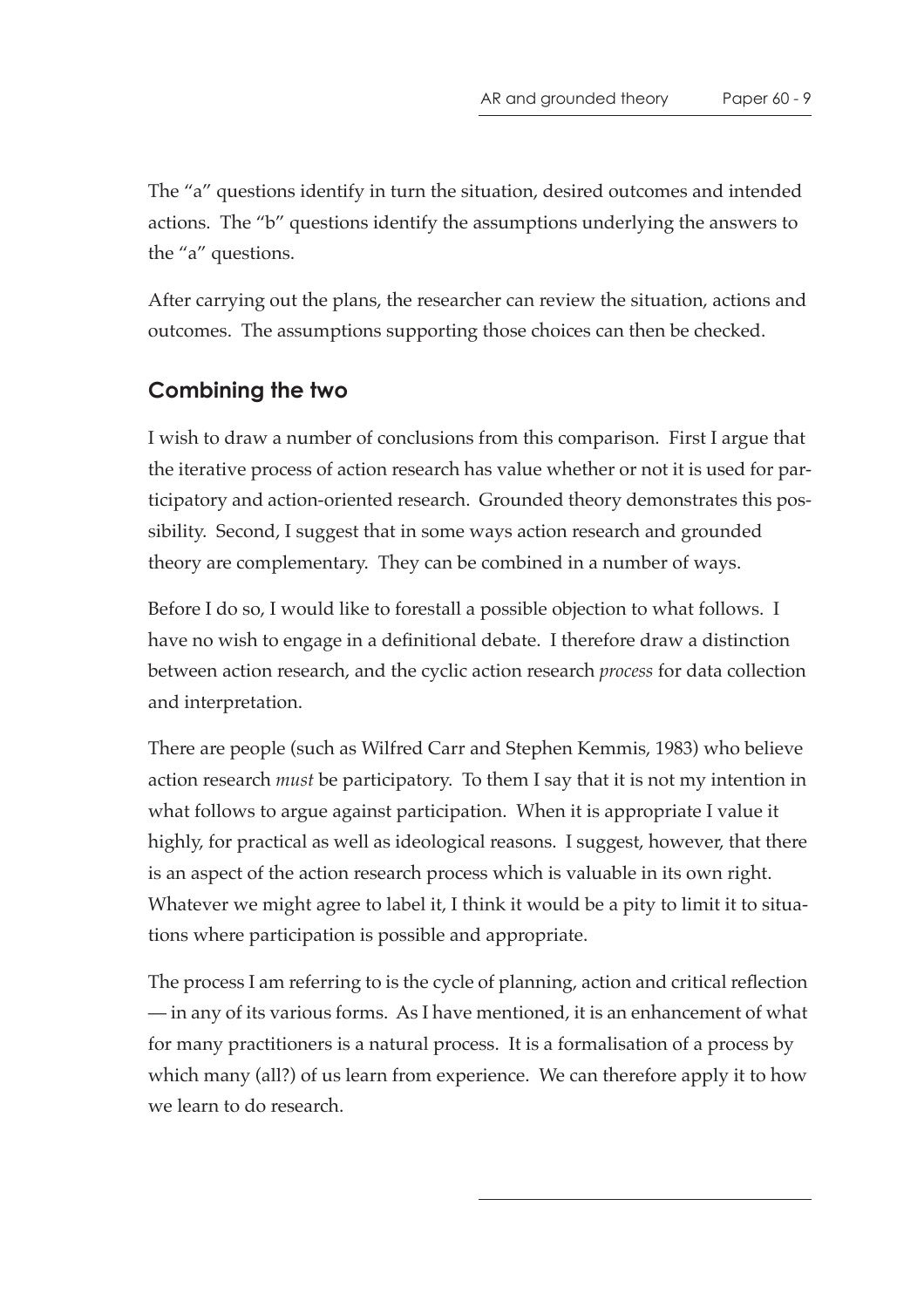The "a" questions identify in turn the situation, desired outcomes and intended actions. The "b" questions identify the assumptions underlying the answers to the "a" questions.

After carrying out the plans, the researcher can review the situation, actions and outcomes. The assumptions supporting those choices can then be checked.

## Combining the two

I wish to draw a number of conclusions from this comparison. First I argue that the iterative process of action research has value whether or not it is used for participatory and action-oriented research. Grounded theory demonstrates this possibility. Second, I suggest that in some ways action research and grounded theory are complementary. They can be combined in a number of ways.

Before I do so, I would like to forestall a possible objection to what follows. I have no wish to engage in a definitional debate. I therefore draw a distinction between action research, and the cyclic action research *process* for data collection and interpretation.

There are people (such as Wilfred Carr and Stephen Kemmis, 1983) who believe action research *must* be participatory. To them I say that it is not my intention in what follows to argue against participation. When it is appropriate I value it highly, for practical as well as ideological reasons. I suggest, however, that there is an aspect of the action research process which is valuable in its own right. Whatever we might agree to label it, I think it would be a pity to limit it to situations where participation is possible and appropriate.

The process I am referring to is the cycle of planning, action and critical reflection — in any of its various forms. As I have mentioned, it is an enhancement of what for many practitioners is a natural process. It is a formalisation of a process by which many (all?) of us learn from experience. We can therefore apply it to how we learn to do research.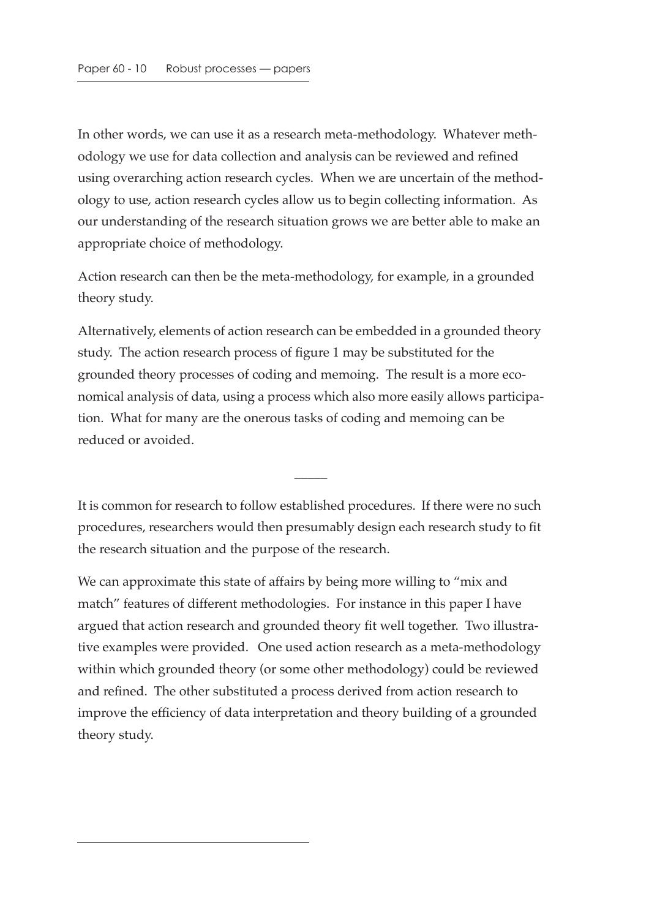In other words, we can use it as a research meta-methodology. Whatever methodology we use for data collection and analysis can be reviewed and refined using overarching action research cycles. When we are uncertain of the methodology to use, action research cycles allow us to begin collecting information. As our understanding of the research situation grows we are better able to make an appropriate choice of methodology.

Action research can then be the meta-methodology, for example, in a grounded theory study.

Alternatively, elements of action research can be embedded in a grounded theory study. The action research process of figure 1 may be substituted for the grounded theory processes of coding and memoing. The result is a more economical analysis of data, using a process which also more easily allows participation. What for many are the onerous tasks of coding and memoing can be reduced or avoided.

---

It is common for research to follow established procedures. If there were no such procedures, researchers would then presumably design each research study to fit the research situation and the purpose of the research.

We can approximate this state of affairs by being more willing to "mix and match" features of different methodologies. For instance in this paper I have argued that action research and grounded theory fit well together. Two illustrative examples were provided. One used action research as a meta-methodology within which grounded theory (or some other methodology) could be reviewed and refined. The other substituted a process derived from action research to improve the efficiency of data interpretation and theory building of a grounded theory study.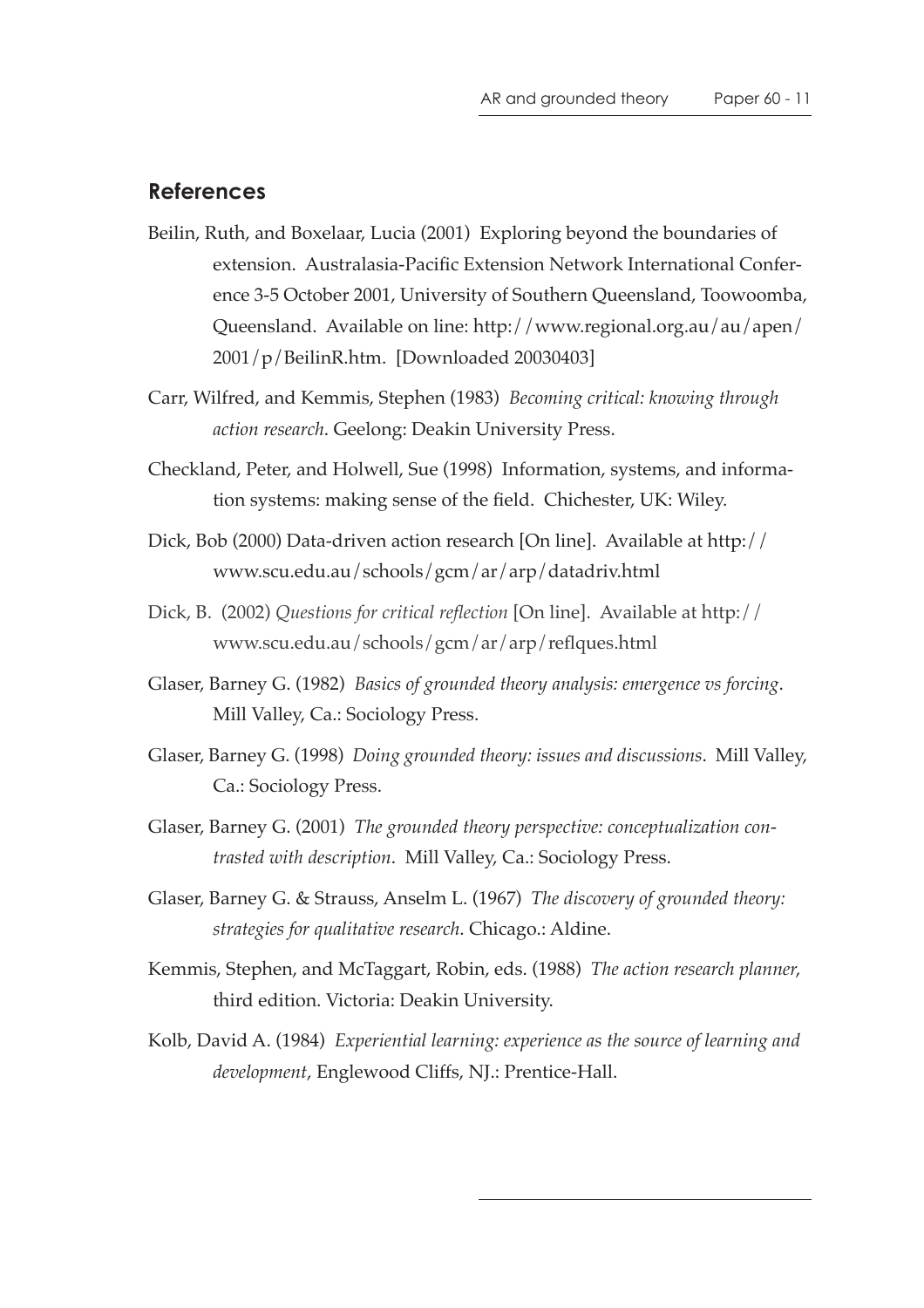## References

Beilin, Ruth, and Boxelaar, Lucia (2001) Exploring beyond the boundaries of extension. Australasia-Pacific Extension Network International Conference 3-5 October 2001, University of Southern Queensland, Toowoomba, Queensland. Available on line: http://www.regional.org.au/au/apen/2001/p/BeilinR.htm. [Downloaded 20030403]

Carr, Wilfred, and Kemmis, Stephen (1983) *Becoming critical: knowing through action research*. Geelong: Deakin University Press.

Checkland, Peter, and Holwell, Sue (1998) Information, systems, and information systems: making sense of the field. Chichester, UK: Wiley.

Dick, Bob (2000) Data-driven action research [On line]. Available at http://www.scu.edu.au/schools/gcm/ar/arp/datadriv.html

Dick, B. (2002) *Questions for critical reflection* [On line]. Available at http://www.scu.edu.au/schools/gcm/ar/arp/reflques.html

Glaser, Barney G. (1982) *Basics of grounded theory analysis: emergence vs forcing*. Mill Valley, Ca.: Sociology Press.

Glaser, Barney G. (1998) *Doing grounded theory: issues and discussions*. Mill Valley, Ca.: Sociology Press.

Glaser, Barney G. (2001) *The grounded theory perspective: conceptualization contrasted with description*. Mill Valley, Ca.: Sociology Press.

Glaser, Barney G. & Strauss, Anselm L. (1967) *The discovery of grounded theory: strategies for qualitative research*. Chicago.: Aldine.

Kemmis, Stephen, and McTaggart, Robin, eds. (1988) *The action research planner*, third edition. Victoria: Deakin University.

Kolb, David A. (1984) *Experiential learning: experience as the source of learning and development*, Englewood Cliffs, NJ.: Prentice-Hall.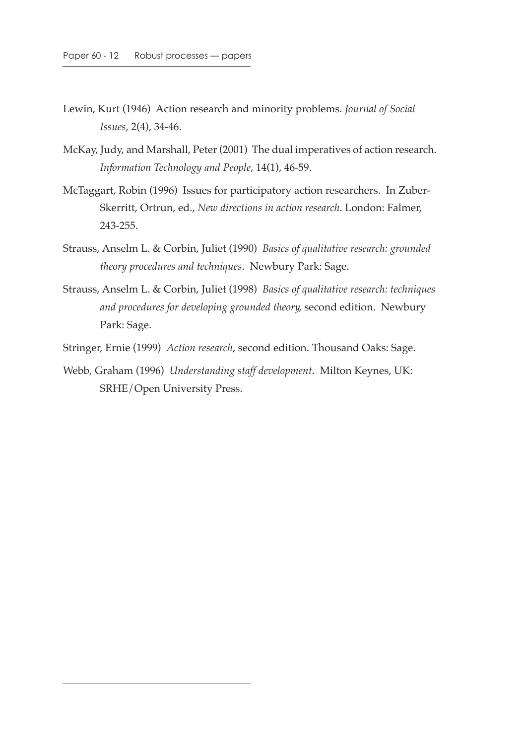Lewin, Kurt (1946) Action research and minority problems. *Journal of Social Issues*, 2(4), 34-46.

McKay, Judy, and Marshall, Peter (2001) The dual imperatives of action research. *Information Technology and People*, 14(1), 46-59.

McTaggart, Robin (1996) Issues for participatory action researchers. In Zuber-Skerritt, Ortrun, ed., *New directions in action research*. London: Falmer, 243-255.

Strauss, Anselm L. & Corbin, Juliet (1990) *Basics of qualitative research: grounded theory procedures and techniques*. Newbury Park: Sage.

Strauss, Anselm L. & Corbin, Juliet (1998) *Basics of qualitative research: techniques and procedures for developing grounded theory*, second edition. Newbury Park: Sage.

Stringer, Ernie (1999) *Action research*, second edition. Thousand Oaks: Sage.

Webb, Graham (1996) *Understanding staff development*. Milton Keynes, UK: SRHE/Open University Press.